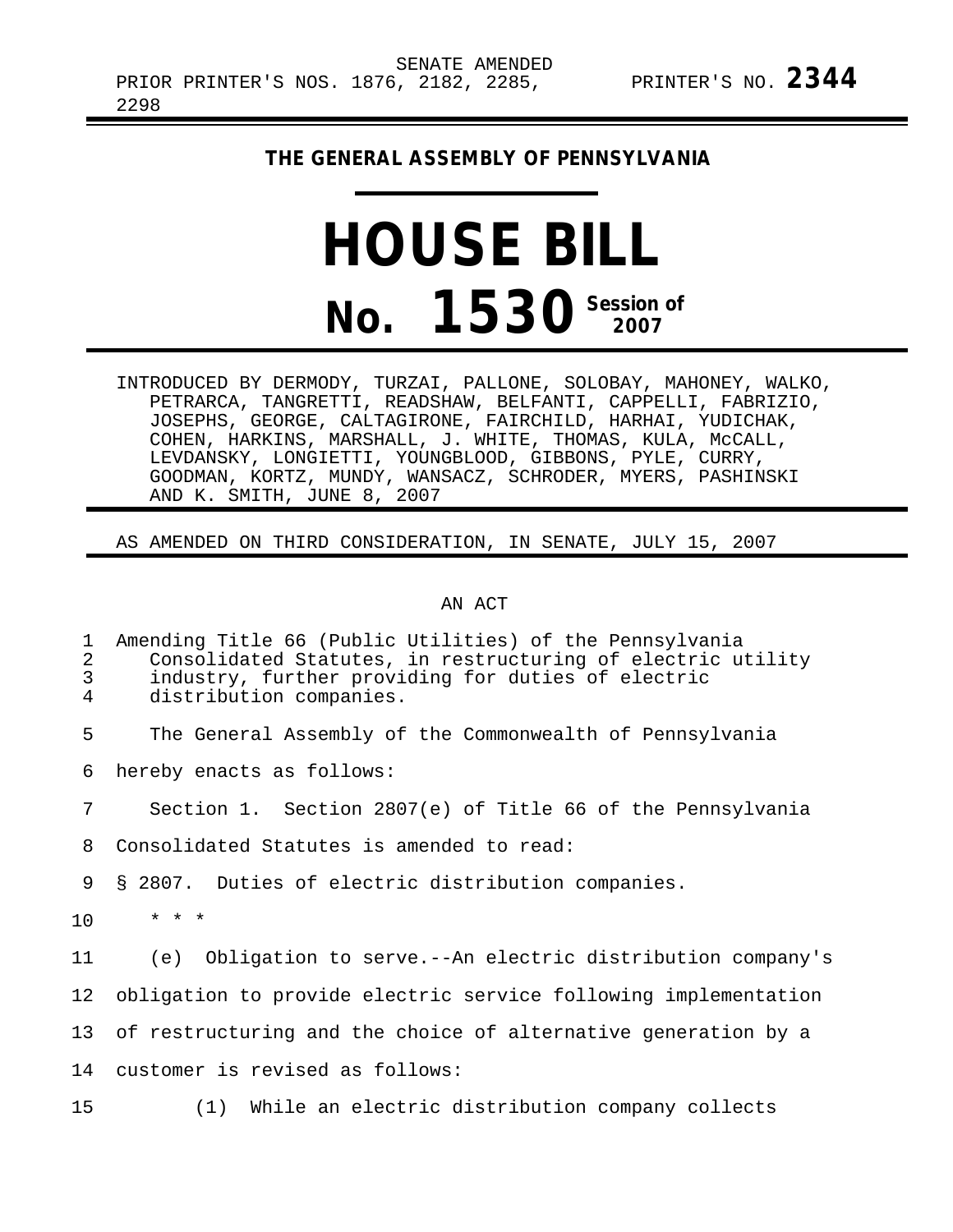SENATE AMENDED
PRIOR PRINTER'S NOS. 1876, 2182, 2285, 2298 PRINTER'S NO. **2344**

**THE GENERAL ASSEMBLY OF PENNSYLVANIA**

# HOUSE BILL

# No. 1530 Session of 2007

INTRODUCED BY DERMODY, TURZAI, PALLONE, SOLOBAY, MAHONEY, WALKO, PETRARCA, TANGRETTI, READSHAW, BELFANTI, CAPPELLI, FABRIZIO, JOSEPHS, GEORGE, CALTAGIRONE, FAIRCHILD, HARHAI, YUDICHAK, COHEN, HARKINS, MARSHALL, J. WHITE, THOMAS, KULA, McCALL, LEVDANSKY, LONGIETTI, YOUNGBLOOD, GIBBONS, PYLE, CURRY, GOODMAN, KORTZ, MUNDY, WANSACZ, SCHRODER, MYERS, PASHINSKI AND K. SMITH, JUNE 8, 2007

AS AMENDED ON THIRD CONSIDERATION, IN SENATE, JULY 15, 2007

AN ACT

1 Amending Title 66 (Public Utilities) of the Pennsylvania
2 Consolidated Statutes, in restructuring of electric utility
3 industry, further providing for duties of electric
4 distribution companies.

5 The General Assembly of the Commonwealth of Pennsylvania
6 hereby enacts as follows:

7 Section 1. Section 2807(e) of Title 66 of the Pennsylvania
8 Consolidated Statutes is amended to read:

9 § 2807. Duties of electric distribution companies.

10 * * *

11 (e) Obligation to serve.--An electric distribution company's
12 obligation to provide electric service following implementation
13 of restructuring and the choice of alternative generation by a
14 customer is revised as follows:

15 (1) While an electric distribution company collects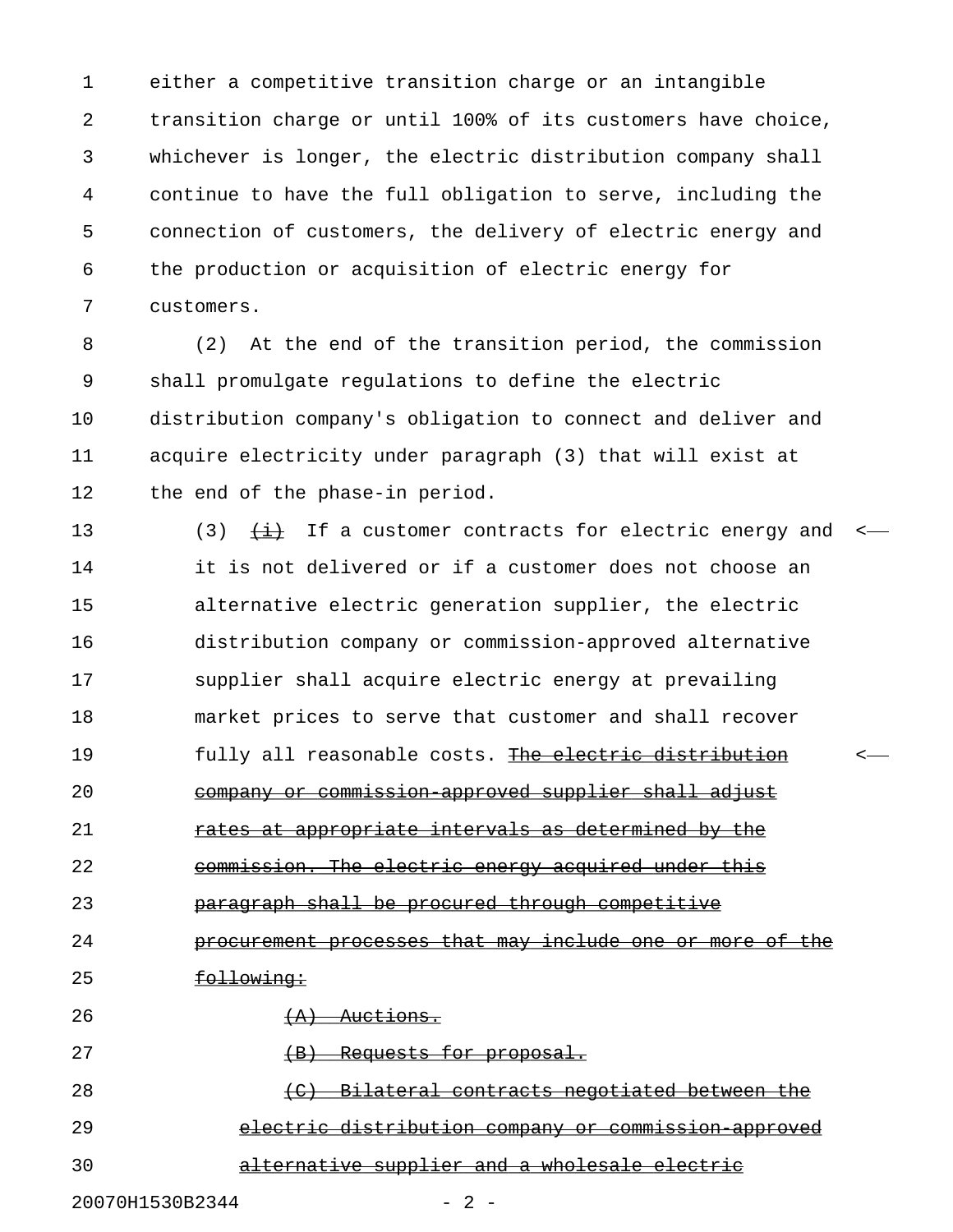either a competitive transition charge or an intangible transition charge or until 100% of its customers have choice, whichever is longer, the electric distribution company shall continue to have the full obligation to serve, including the connection of customers, the delivery of electric energy and the production or acquisition of electric energy for customers.

(2) At the end of the transition period, the commission shall promulgate regulations to define the electric distribution company's obligation to connect and deliver and acquire electricity under paragraph (3) that will exist at the end of the phase-in period.

(3) ~~(i)~~ If a customer contracts for electric energy and it is not delivered or if a customer does not choose an alternative electric generation supplier, the electric distribution company or commission-approved alternative supplier shall acquire electric energy at prevailing market prices to serve that customer and shall recover fully all reasonable costs. ~~The electric distribution company or commission-approved supplier shall adjust rates at appropriate intervals as determined by the commission. The electric energy acquired under this paragraph shall be procured through competitive procurement processes that may include one or more of the following:~~

~~(A) Auctions.~~

~~(B) Requests for proposal.~~

~~(C) Bilateral contracts negotiated between the electric distribution company or commission-approved alternative supplier and a wholesale electric~~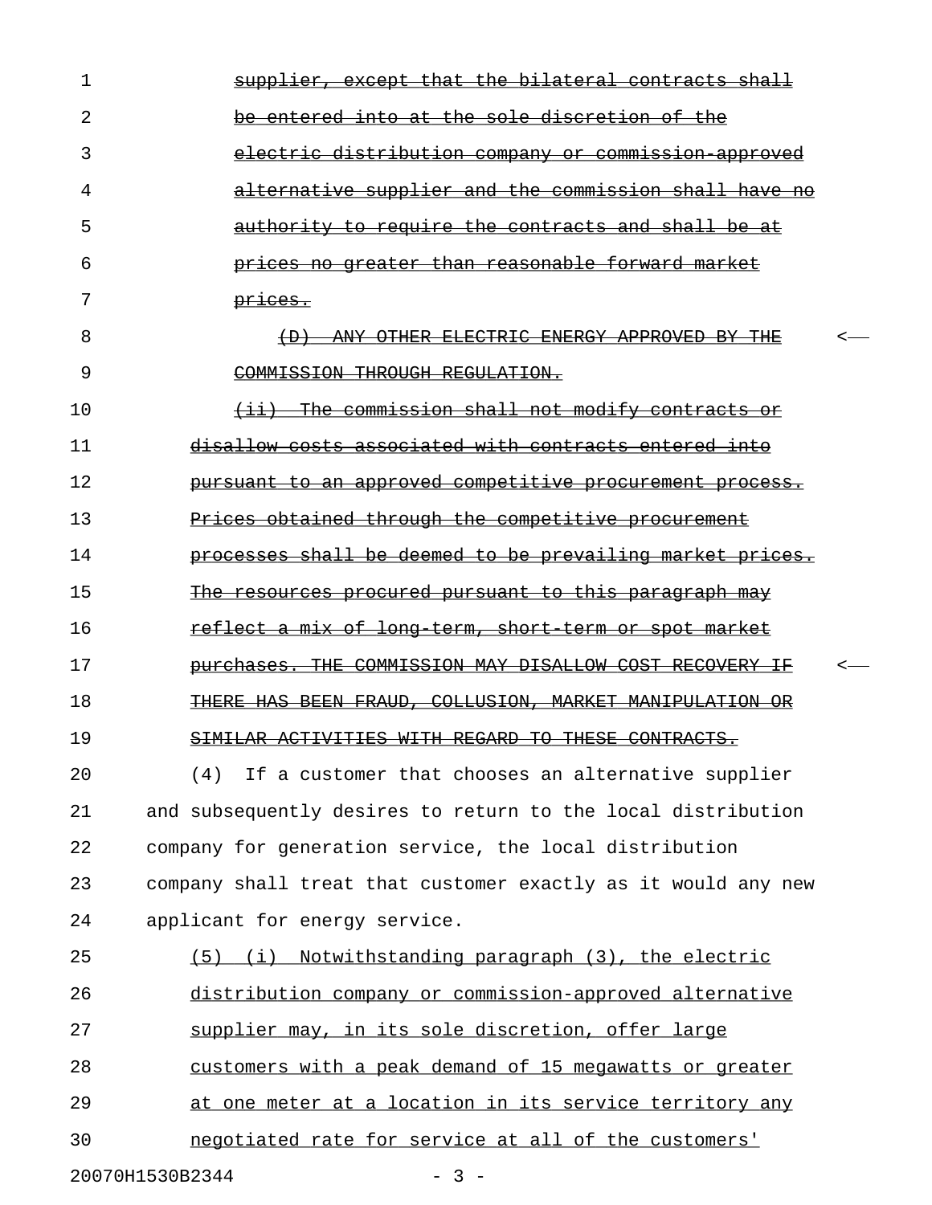~~supplier, except that the bilateral contracts shall be entered into at the sole discretion of the electric distribution company or commission-approved alternative supplier and the commission shall have no authority to require the contracts and shall be at prices no greater than reasonable forward market prices.~~

~~(D) ANY OTHER ELECTRIC ENERGY APPROVED BY THE COMMISSION THROUGH REGULATION.~~

~~(ii) The commission shall not modify contracts or disallow costs associated with contracts entered into pursuant to an approved competitive procurement process. Prices obtained through the competitive procurement processes shall be deemed to be prevailing market prices. The resources procured pursuant to this paragraph may reflect a mix of long-term, short-term or spot market purchases. THE COMMISSION MAY DISALLOW COST RECOVERY IF THERE HAS BEEN FRAUD, COLLUSION, MARKET MANIPULATION OR SIMILAR ACTIVITIES WITH REGARD TO THESE CONTRACTS.~~

(4) If a customer that chooses an alternative supplier and subsequently desires to return to the local distribution company for generation service, the local distribution company shall treat that customer exactly as it would any new applicant for energy service.

<u>(5) (i) Notwithstanding paragraph (3), the electric distribution company or commission-approved alternative supplier may, in its sole discretion, offer large customers with a peak demand of 15 megawatts or greater at one meter at a location in its service territory any negotiated rate for service at all of the customers'</u>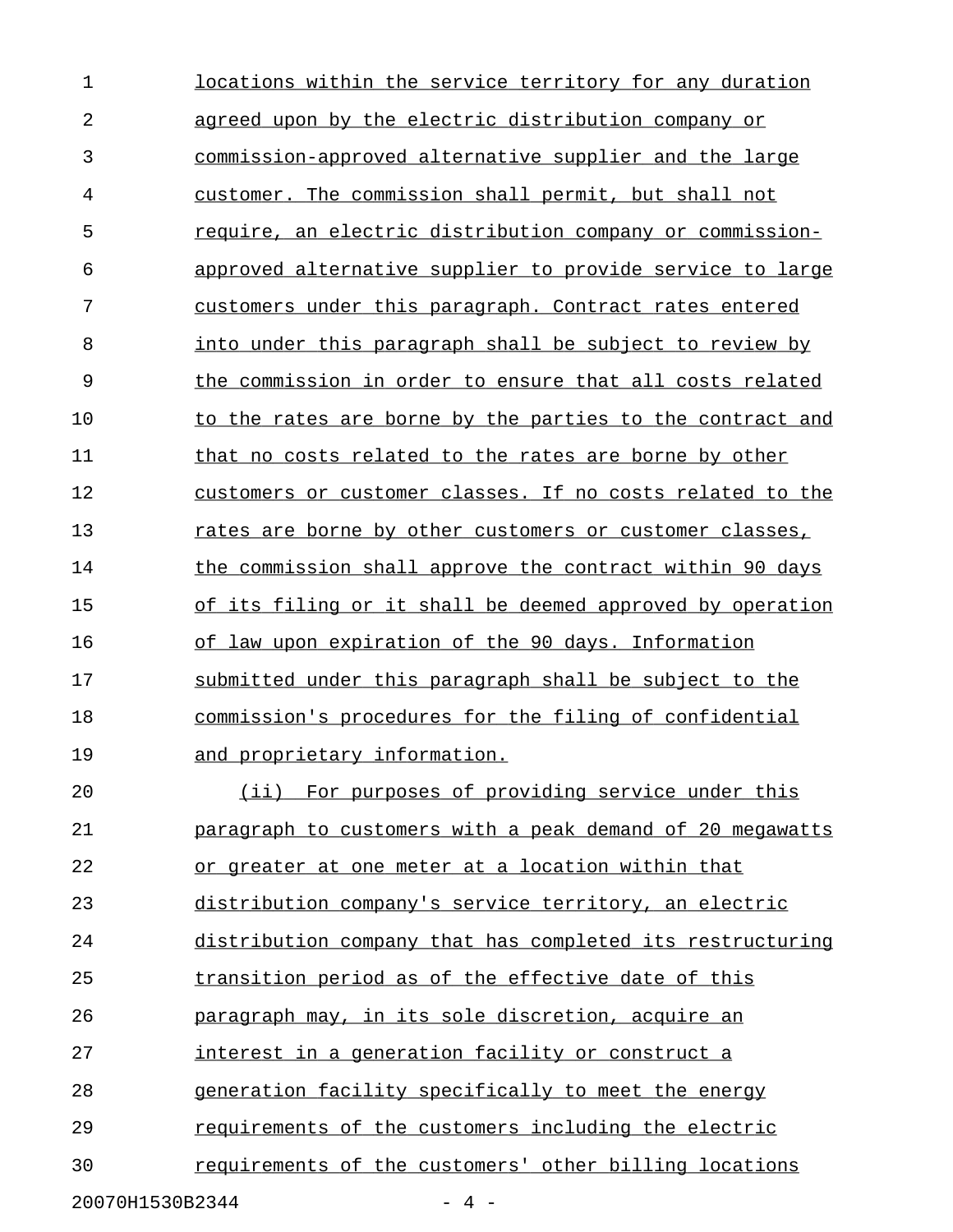locations within the service territory for any duration agreed upon by the electric distribution company or commission-approved alternative supplier and the large customer. The commission shall permit, but shall not require, an electric distribution company or commission-approved alternative supplier to provide service to large customers under this paragraph. Contract rates entered into under this paragraph shall be subject to review by the commission in order to ensure that all costs related to the rates are borne by the parties to the contract and that no costs related to the rates are borne by other customers or customer classes. If no costs related to the rates are borne by other customers or customer classes, the commission shall approve the contract within 90 days of its filing or it shall be deemed approved by operation of law upon expiration of the 90 days. Information submitted under this paragraph shall be subject to the commission's procedures for the filing of confidential and proprietary information.

(ii) For purposes of providing service under this paragraph to customers with a peak demand of 20 megawatts or greater at one meter at a location within that distribution company's service territory, an electric distribution company that has completed its restructuring transition period as of the effective date of this paragraph may, in its sole discretion, acquire an interest in a generation facility or construct a generation facility specifically to meet the energy requirements of the customers including the electric requirements of the customers' other billing locations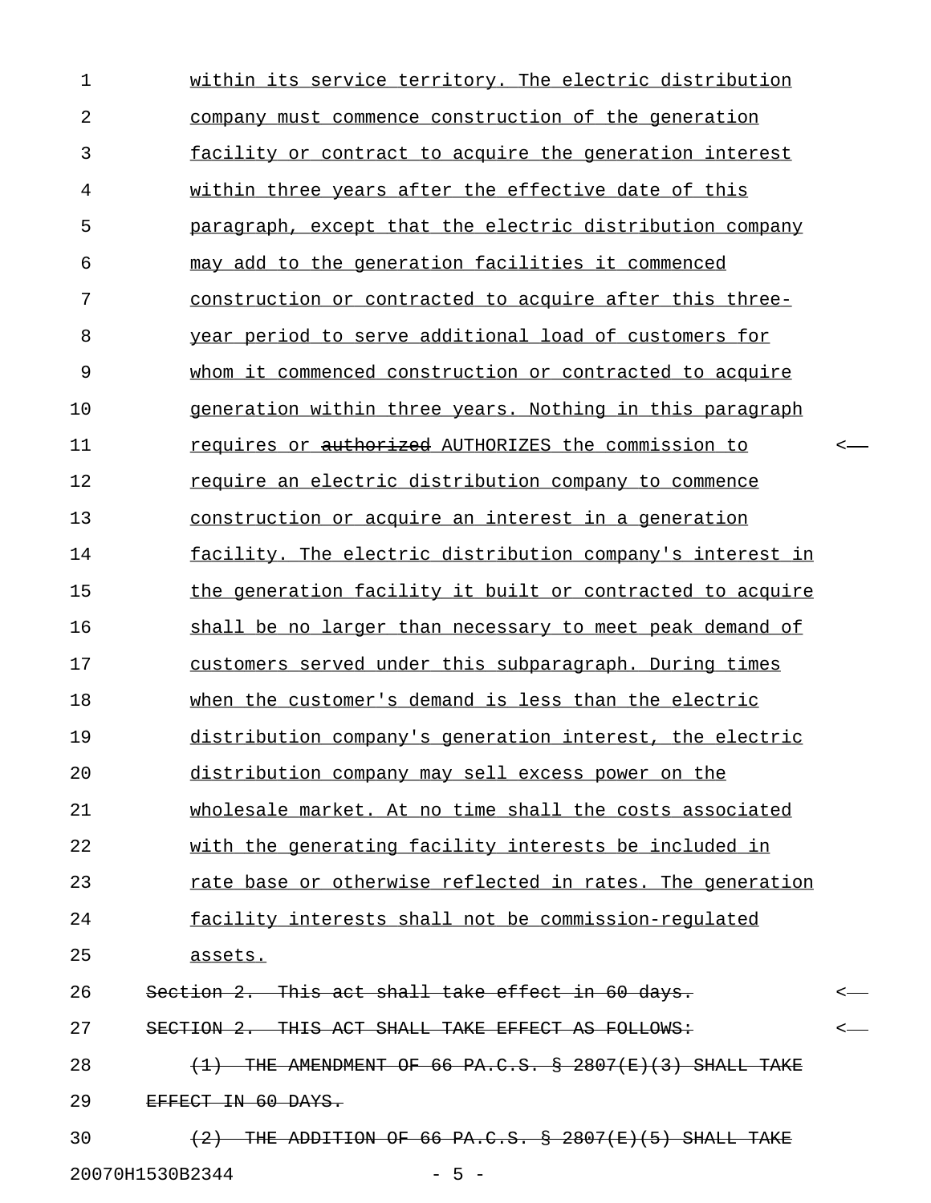within its service territory. The electric distribution company must commence construction of the generation facility or contract to acquire the generation interest within three years after the effective date of this paragraph, except that the electric distribution company may add to the generation facilities it commenced construction or contracted to acquire after this three-year period to serve additional load of customers for whom it commenced construction or contracted to acquire generation within three years. Nothing in this paragraph requires or ~~authorized~~ AUTHORIZES the commission to require an electric distribution company to commence construction or acquire an interest in a generation facility. The electric distribution company's interest in the generation facility it built or contracted to acquire shall be no larger than necessary to meet peak demand of customers served under this subparagraph. During times when the customer's demand is less than the electric distribution company's generation interest, the electric distribution company may sell excess power on the wholesale market. At no time shall the costs associated with the generating facility interests be included in rate base or otherwise reflected in rates. The generation facility interests shall not be commission-regulated assets.

~~Section 2. This act shall take effect in 60 days.~~

~~SECTION 2. THIS ACT SHALL TAKE EFFECT AS FOLLOWS:~~

~~(1) THE AMENDMENT OF 66 PA.C.S. § 2807(E)(3) SHALL TAKE EFFECT IN 60 DAYS.~~

~~(2) THE ADDITION OF 66 PA.C.S. § 2807(E)(5) SHALL TAKE~~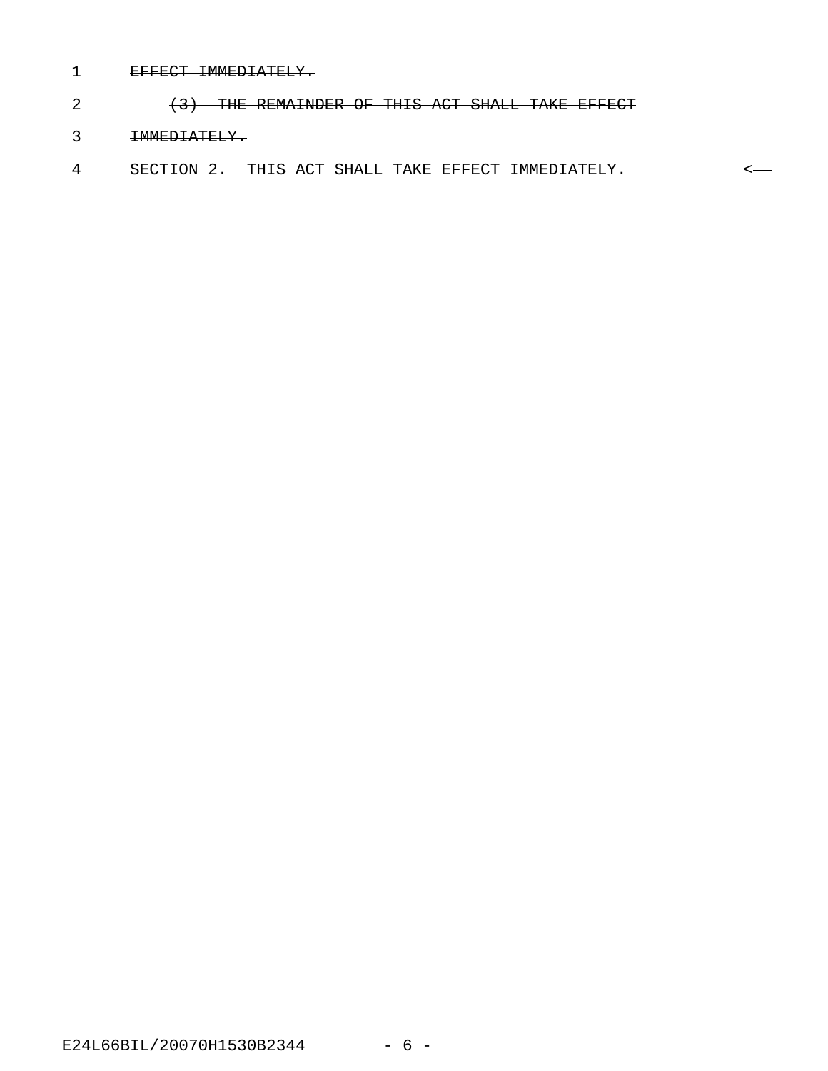~~EFFECT IMMEDIATELY.~~

~~(3) THE REMAINDER OF THIS ACT SHALL TAKE EFFECT IMMEDIATELY.~~

SECTION 2. THIS ACT SHALL TAKE EFFECT IMMEDIATELY.